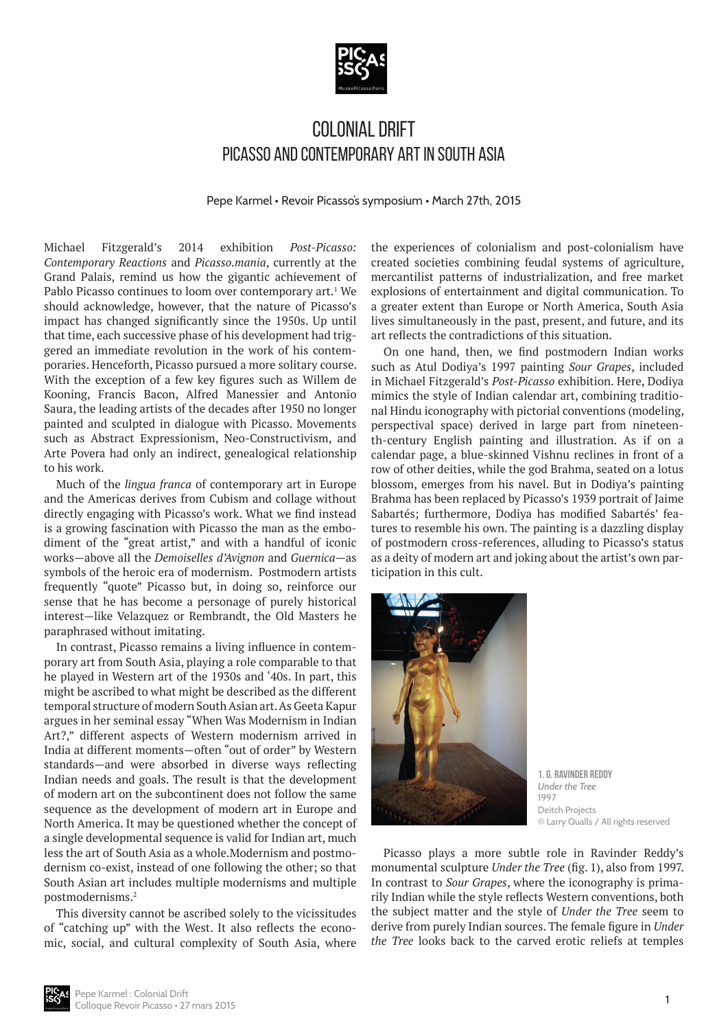# COLONIAL DRIFT
## PICASSO AND CONTEMPORARY ART IN SOUTH ASIA

Pepe Karmel • Revoir Picasso's symposium • March 27th, 2015

Michael Fitzgerald's 2014 exhibition *Post-Picasso: Contemporary Reactions* and *Picasso.mania*, currently at the Grand Palais, remind us how the gigantic achievement of Pablo Picasso continues to loom over contemporary art.[1] We should acknowledge, however, that the nature of Picasso's impact has changed significantly since the 1950s. Up until that time, each successive phase of his development had triggered an immediate revolution in the work of his contemporaries. Henceforth, Picasso pursued a more solitary course. With the exception of a few key figures such as Willem de Kooning, Francis Bacon, Alfred Manessier and Antonio Saura, the leading artists of the decades after 1950 no longer painted and sculpted in dialogue with Picasso. Movements such as Abstract Expressionism, Neo-Constructivism, and Arte Povera had only an indirect, genealogical relationship to his work.

Much of the *lingua franca* of contemporary art in Europe and the Americas derives from Cubism and collage without directly engaging with Picasso's work. What we find instead is a growing fascination with Picasso the man as the embodiment of the "great artist," and with a handful of iconic works—above all the *Demoiselles d'Avignon* and *Guernica*—as symbols of the heroic era of modernism. Postmodern artists frequently "quote" Picasso but, in doing so, reinforce our sense that he has become a personage of purely historical interest—like Velazquez or Rembrandt, the Old Masters he paraphrased without imitating.

In contrast, Picasso remains a living influence in contemporary art from South Asia, playing a role comparable to that he played in Western art of the 1930s and '40s. In part, this might be ascribed to what might be described as the different temporal structure of modern South Asian art. As Geeta Kapur argues in her seminal essay "When Was Modernism in Indian Art?," different aspects of Western modernism arrived in India at different moments—often "out of order" by Western standards—and were absorbed in diverse ways reflecting Indian needs and goals. The result is that the development of modern art on the subcontinent does not follow the same sequence as the development of modern art in Europe and North America. It may be questioned whether the concept of a single developmental sequence is valid for Indian art, much less the art of South Asia as a whole. Modernism and postmodernism co-exist, instead of one following the other; so that South Asian art includes multiple modernisms and multiple postmodernisms.[2]

This diversity cannot be ascribed solely to the vicissitudes of "catching up" with the West. It also reflects the economic, social, and cultural complexity of South Asia, where the experiences of colonialism and post-colonialism have created societies combining feudal systems of agriculture, mercantilist patterns of industrialization, and free market explosions of entertainment and digital communication. To a greater extent than Europe or North America, South Asia lives simultaneously in the past, present, and future, and its art reflects the contradictions of this situation.

On one hand, then, we find postmodern Indian works such as Atul Dodiya's 1997 painting *Sour Grapes*, included in Michael Fitzgerald's *Post-Picasso* exhibition. Here, Dodiya mimics the style of Indian calendar art, combining traditional Hindu iconography with pictorial conventions (modeling, perspectival space) derived in large part from nineteenth-century English painting and illustration. As if on a calendar page, a blue-skinned Vishnu reclines in front of a row of other deities, while the god Brahma, seated on a lotus blossom, emerges from his navel. But in Dodiya's painting Brahma has been replaced by Picasso's 1939 portrait of Jaime Sabartés; furthermore, Dodiya has modified Sabartés' features to resemble his own. The painting is a dazzling display of postmodern cross-references, alluding to Picasso's status as a deity of modern art and joking about the artist's own participation in this cult.

1. G. RAVINDER REDDY
*Under the Tree*
1997
Deitch Projects
© Larry Qualls / All rights reserved

Picasso plays a more subtle role in Ravinder Reddy's monumental sculpture *Under the Tree* (fig. 1), also from 1997. In contrast to *Sour Grapes*, where the iconography is primarily Indian while the style reflects Western conventions, both the subject matter and the style of *Under the Tree* seem to derive from purely Indian sources. The female figure in *Under the Tree* looks back to the carved erotic reliefs at temples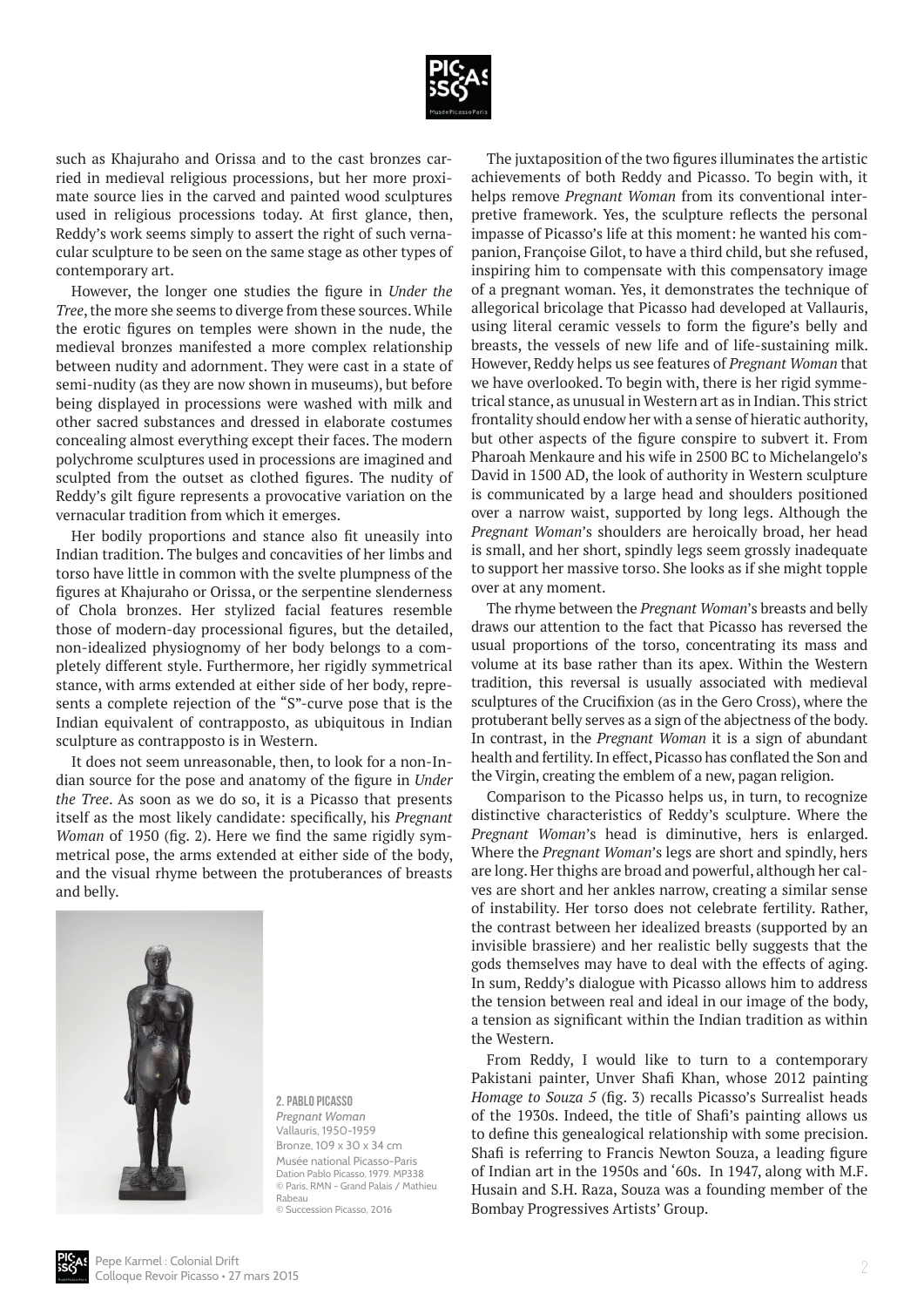such as Khajuraho and Orissa and to the cast bronzes carried in medieval religious processions, but her more proximate source lies in the carved and painted wood sculptures used in religious processions today. At first glance, then, Reddy's work seems simply to assert the right of such vernacular sculpture to be seen on the same stage as other types of contemporary art.

However, the longer one studies the figure in *Under the Tree*, the more she seems to diverge from these sources. While the erotic figures on temples were shown in the nude, the medieval bronzes manifested a more complex relationship between nudity and adornment. They were cast in a state of semi-nudity (as they are now shown in museums), but before being displayed in processions were washed with milk and other sacred substances and dressed in elaborate costumes concealing almost everything except their faces. The modern polychrome sculptures used in processions are imagined and sculpted from the outset as clothed figures. The nudity of Reddy's gilt figure represents a provocative variation on the vernacular tradition from which it emerges.

Her bodily proportions and stance also fit uneasily into Indian tradition. The bulges and concavities of her limbs and torso have little in common with the svelte plumpness of the figures at Khajuraho or Orissa, or the serpentine slenderness of Chola bronzes. Her stylized facial features resemble those of modern-day processional figures, but the detailed, non-idealized physiognomy of her body belongs to a completely different style. Furthermore, her rigidly symmetrical stance, with arms extended at either side of her body, represents a complete rejection of the "S"-curve pose that is the Indian equivalent of contrapposto, as ubiquitous in Indian sculpture as contrapposto is in Western.

It does not seem unreasonable, then, to look for a non-Indian source for the pose and anatomy of the figure in *Under the Tree*. As soon as we do so, it is a Picasso that presents itself as the most likely candidate: specifically, his *Pregnant Woman* of 1950 (fig. 2). Here we find the same rigidly symmetrical pose, the arms extended at either side of the body, and the visual rhyme between the protuberances of breasts and belly.

**2. PABLO PICASSO**
*Pregnant Woman*
Vallauris, 1950-1959
Bronze, 109 x 30 x 34 cm
Musée national Picasso-Paris
Dation Pablo Picasso, 1979. MP338
© Paris, RMN - Grand Palais / Mathieu Rabeau
© Succession Picasso, 2016

The juxtaposition of the two figures illuminates the artistic achievements of both Reddy and Picasso. To begin with, it helps remove *Pregnant Woman* from its conventional interpretive framework. Yes, the sculpture reflects the personal impasse of Picasso's life at this moment: he wanted his companion, Françoise Gilot, to have a third child, but she refused, inspiring him to compensate with this compensatory image of a pregnant woman. Yes, it demonstrates the technique of allegorical bricolage that Picasso had developed at Vallauris, using literal ceramic vessels to form the figure's belly and breasts, the vessels of new life and of life-sustaining milk. However, Reddy helps us see features of *Pregnant Woman* that we have overlooked. To begin with, there is her rigid symmetrical stance, as unusual in Western art as in Indian. This strict frontality should endow her with a sense of hieratic authority, but other aspects of the figure conspire to subvert it. From Pharoah Menkaure and his wife in 2500 BC to Michelangelo's David in 1500 AD, the look of authority in Western sculpture is communicated by a large head and shoulders positioned over a narrow waist, supported by long legs. Although the *Pregnant Woman*'s shoulders are heroically broad, her head is small, and her short, spindly legs seem grossly inadequate to support her massive torso. She looks as if she might topple over at any moment.

The rhyme between the *Pregnant Woman*'s breasts and belly draws our attention to the fact that Picasso has reversed the usual proportions of the torso, concentrating its mass and volume at its base rather than its apex. Within the Western tradition, this reversal is usually associated with medieval sculptures of the Crucifixion (as in the Gero Cross), where the protuberant belly serves as a sign of the abjectness of the body. In contrast, in the *Pregnant Woman* it is a sign of abundant health and fertility. In effect, Picasso has conflated the Son and the Virgin, creating the emblem of a new, pagan religion.

Comparison to the Picasso helps us, in turn, to recognize distinctive characteristics of Reddy's sculpture. Where the *Pregnant Woman*'s head is diminutive, hers is enlarged. Where the *Pregnant Woman*'s legs are short and spindly, hers are long. Her thighs are broad and powerful, although her calves are short and her ankles narrow, creating a similar sense of instability. Her torso does not celebrate fertility. Rather, the contrast between her idealized breasts (supported by an invisible brassiere) and her realistic belly suggests that the gods themselves may have to deal with the effects of aging. In sum, Reddy's dialogue with Picasso allows him to address the tension between real and ideal in our image of the body, a tension as significant within the Indian tradition as within the Western.

From Reddy, I would like to turn to a contemporary Pakistani painter, Unver Shafi Khan, whose 2012 painting *Homage to Souza 5* (fig. 3) recalls Picasso's Surrealist heads of the 1930s. Indeed, the title of Shafi's painting allows us to define this genealogical relationship with some precision. Shafi is referring to Francis Newton Souza, a leading figure of Indian art in the 1950s and '60s. In 1947, along with M.F. Husain and S.H. Raza, Souza was a founding member of the Bombay Progressives Artists' Group.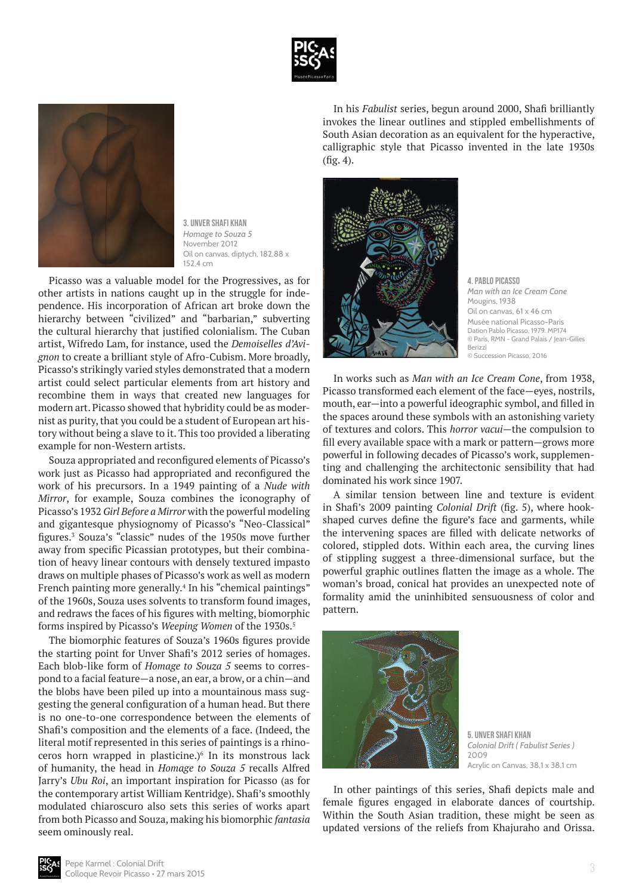3. UNVER SHAFI KHAN
*Homage to Souza 5*
November 2012
Oil on canvas, diptych, 182,88 x 152,4 cm

Picasso was a valuable model for the Progressives, as for other artists in nations caught up in the struggle for independence. His incorporation of African art broke down the hierarchy between "civilized" and "barbarian," subverting the cultural hierarchy that justified colonialism. The Cuban artist, Wifredo Lam, for instance, used the *Demoiselles d'Avignon* to create a brilliant style of Afro-Cubism. More broadly, Picasso's strikingly varied styles demonstrated that a modern artist could select particular elements from art history and recombine them in ways that created new languages for modern art. Picasso showed that hybridity could be as modernist as purity, that you could be a student of European art history without being a slave to it. This too provided a liberating example for non-Western artists.

Souza appropriated and reconfigured elements of Picasso's work just as Picasso had appropriated and reconfigured the work of his precursors. In a 1949 painting of a *Nude with Mirror*, for example, Souza combines the iconography of Picasso's 1932 *Girl Before a Mirror* with the powerful modeling and gigantesque physiognomy of Picasso's "Neo-Classical" figures.[3] Souza's "classic" nudes of the 1950s move further away from specific Picassian prototypes, but their combination of heavy linear contours with densely textured impasto draws on multiple phases of Picasso's work as well as modern French painting more generally.[4] In his "chemical paintings" of the 1960s, Souza uses solvents to transform found images, and redraws the faces of his figures with melting, biomorphic forms inspired by Picasso's *Weeping Women* of the 1930s.[5]

The biomorphic features of Souza's 1960s figures provide the starting point for Unver Shafi's 2012 series of homages. Each blob-like form of *Homage to Souza 5* seems to correspond to a facial feature—a nose, an ear, a brow, or a chin—and the blobs have been piled up into a mountainous mass suggesting the general configuration of a human head. But there is no one-to-one correspondence between the elements of Shafi's composition and the elements of a face. (Indeed, the literal motif represented in this series of paintings is a rhinoceros horn wrapped in plasticine.)[6] In its monstrous lack of humanity, the head in *Homage to Souza 5* recalls Alfred Jarry's *Ubu Roi*, an important inspiration for Picasso (as for the contemporary artist William Kentridge). Shafi's smoothly modulated chiaroscuro also sets this series of works apart from both Picasso and Souza, making his biomorphic *fantasia* seem ominously real.

In his *Fabulist* series, begun around 2000, Shafi brilliantly invokes the linear outlines and stippled embellishments of South Asian decoration as an equivalent for the hyperactive, calligraphic style that Picasso invented in the late 1930s (fig. 4).

4. PABLO PICASSO
*Man with an Ice Cream Cone*
Mougins, 1938
Oil on canvas, 61 x 46 cm
Musée national Picasso-Paris
Dation Pablo Picasso, 1979. MP174
© Paris, RMN - Grand Palais / Jean-Gilles Berizzi
© Succession Picasso, 2016

In works such as *Man with an Ice Cream Cone*, from 1938, Picasso transformed each element of the face—eyes, nostrils, mouth, ear—into a powerful ideographic symbol, and filled in the spaces around these symbols with an astonishing variety of textures and colors. This *horror vacui*—the compulsion to fill every available space with a mark or pattern—grows more powerful in following decades of Picasso's work, supplementing and challenging the architectonic sensibility that had dominated his work since 1907.

A similar tension between line and texture is evident in Shafi's 2009 painting *Colonial Drift* (fig. 5), where hook-shaped curves define the figure's face and garments, while the intervening spaces are filled with delicate networks of colored, stippled dots. Within each area, the curving lines of stippling suggest a three-dimensional surface, but the powerful graphic outlines flatten the image as a whole. The woman's broad, conical hat provides an unexpected note of formality amid the uninhibited sensuousness of color and pattern.

5. UNVER SHAFI KHAN
*Colonial Drift ( Fabulist Series )*
2009
Acrylic on Canvas, 38,1 x 38,1 cm

In other paintings of this series, Shafi depicts male and female figures engaged in elaborate dances of courtship. Within the South Asian tradition, these might be seen as updated versions of the reliefs from Khajuraho and Orissa.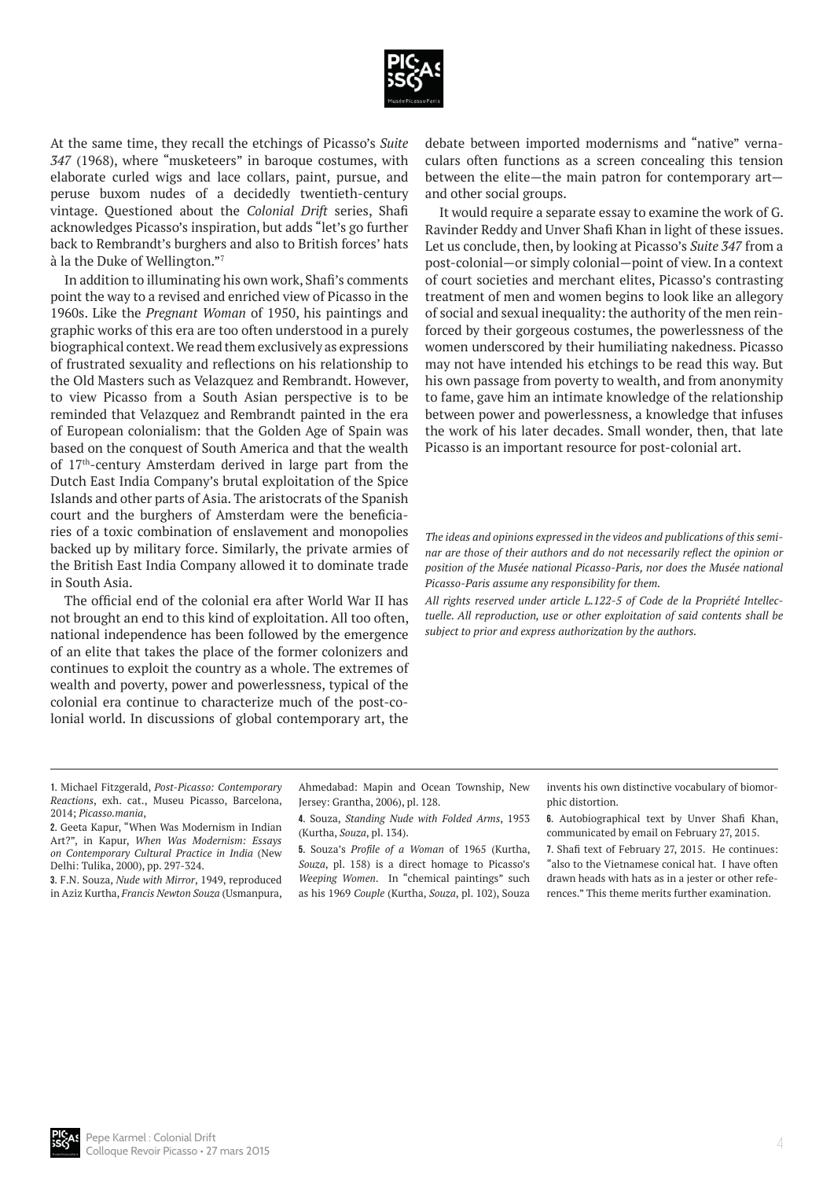At the same time, they recall the etchings of Picasso's *Suite 347* (1968), where "musketeers" in baroque costumes, with elaborate curled wigs and lace collars, paint, pursue, and peruse buxom nudes of a decidedly twentieth-century vintage. Questioned about the *Colonial Drift* series, Shafi acknowledges Picasso's inspiration, but adds "let's go further back to Rembrandt's burghers and also to British forces' hats à la the Duke of Wellington."[7]

In addition to illuminating his own work, Shafi's comments point the way to a revised and enriched view of Picasso in the 1960s. Like the *Pregnant Woman* of 1950, his paintings and graphic works of this era are too often understood in a purely biographical context. We read them exclusively as expressions of frustrated sexuality and reflections on his relationship to the Old Masters such as Velazquez and Rembrandt. However, to view Picasso from a South Asian perspective is to be reminded that Velazquez and Rembrandt painted in the era of European colonialism: that the Golden Age of Spain was based on the conquest of South America and that the wealth of 17th-century Amsterdam derived in large part from the Dutch East India Company's brutal exploitation of the Spice Islands and other parts of Asia. The aristocrats of the Spanish court and the burghers of Amsterdam were the beneficiaries of a toxic combination of enslavement and monopolies backed up by military force. Similarly, the private armies of the British East India Company allowed it to dominate trade in South Asia.

The official end of the colonial era after World War II has not brought an end to this kind of exploitation. All too often, national independence has been followed by the emergence of an elite that takes the place of the former colonizers and continues to exploit the country as a whole. The extremes of wealth and poverty, power and powerlessness, typical of the colonial era continue to characterize much of the post-colonial world. In discussions of global contemporary art, the debate between imported modernisms and "native" vernaculars often functions as a screen concealing this tension between the elite—the main patron for contemporary art—and other social groups.

It would require a separate essay to examine the work of G. Ravinder Reddy and Unver Shafi Khan in light of these issues. Let us conclude, then, by looking at Picasso's *Suite 347* from a post-colonial—or simply colonial—point of view. In a context of court societies and merchant elites, Picasso's contrasting treatment of men and women begins to look like an allegory of social and sexual inequality: the authority of the men reinforced by their gorgeous costumes, the powerlessness of the women underscored by their humiliating nakedness. Picasso may not have intended his etchings to be read this way. But his own passage from poverty to wealth, and from anonymity to fame, gave him an intimate knowledge of the relationship between power and powerlessness, a knowledge that infuses the work of his later decades. Small wonder, then, that late Picasso is an important resource for post-colonial art.

*The ideas and opinions expressed in the videos and publications of this seminar are those of their authors and do not necessarily reflect the opinion or position of the Musée national Picasso-Paris, nor does the Musée national Picasso-Paris assume any responsibility for them.*

*All rights reserved under article L.122-5 of Code de la Propriété Intellectuelle. All reproduction, use or other exploitation of said contents shall be subject to prior and express authorization by the authors.*

---

**1**. Michael Fitzgerald, *Post-Picasso: Contemporary Reactions*, exh. cat., Museu Picasso, Barcelona, 2014; *Picasso.mania*,

**2**. Geeta Kapur, "When Was Modernism in Indian Art?", in Kapur, *When Was Modernism: Essays on Contemporary Cultural Practice in India* (New Delhi: Tulika, 2000), pp. 297-324.

**3**. F.N. Souza, *Nude with Mirror*, 1949, reproduced in Aziz Kurtha, *Francis Newton Souza* (Usmanpura, Ahmedabad: Mapin and Ocean Township, New Jersey: Grantha, 2006), pl. 128.

**4**. Souza, *Standing Nude with Folded Arms*, 1953 (Kurtha, *Souza*, pl. 134).

**5**. Souza's *Profile of a Woman* of 1965 (Kurtha, *Souza*, pl. 158) is a direct homage to Picasso's *Weeping Women*. In "chemical paintings" such as his 1969 *Couple* (Kurtha, *Souza*, pl. 102), Souza invents his own distinctive vocabulary of biomorphic distortion.

**6**. Autobiographical text by Unver Shafi Khan, communicated by email on February 27, 2015.

**7**. Shafi text of February 27, 2015. He continues: "also to the Vietnamese conical hat. I have often drawn heads with hats as in a jester or other references." This theme merits further examination.